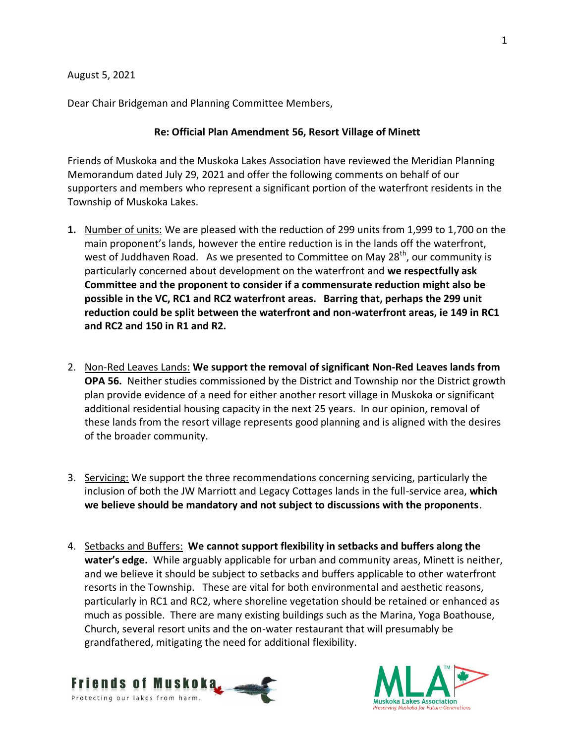August 5, 2021

Dear Chair Bridgeman and Planning Committee Members,

**Re: Official Plan Amendment 56, Resort Village of Minett**

Friends of Muskoka and the Muskoka Lakes Association have reviewed the Meridian Planning Memorandum dated July 29, 2021 and offer the following comments on behalf of our supporters and members who represent a significant portion of the waterfront residents in the Township of Muskoka Lakes.

1. Number of units: We are pleased with the reduction of 299 units from 1,999 to 1,700 on the main proponent's lands, however the entire reduction is in the lands off the waterfront, west of Juddhaven Road. As we presented to Committee on May 28th, our community is particularly concerned about development on the waterfront and **we respectfully ask Committee and the proponent to consider if a commensurate reduction might also be possible in the VC, RC1 and RC2 waterfront areas. Barring that, perhaps the 299 unit reduction could be split between the waterfront and non-waterfront areas, ie 149 in RC1 and RC2 and 150 in R1 and R2.**

2. Non-Red Leaves Lands: **We support the removal of significant Non-Red Leaves lands from OPA 56.** Neither studies commissioned by the District and Township nor the District growth plan provide evidence of a need for either another resort village in Muskoka or significant additional residential housing capacity in the next 25 years. In our opinion, removal of these lands from the resort village represents good planning and is aligned with the desires of the broader community.

3. Servicing: We support the three recommendations concerning servicing, particularly the inclusion of both the JW Marriott and Legacy Cottages lands in the full-service area, **which we believe should be mandatory and not subject to discussions with the proponents**.

4. Setbacks and Buffers: **We cannot support flexibility in setbacks and buffers along the water's edge.** While arguably applicable for urban and community areas, Minett is neither, and we believe it should be subject to setbacks and buffers applicable to other waterfront resorts in the Township. These are vital for both environmental and aesthetic reasons, particularly in RC1 and RC2, where shoreline vegetation should be retained or enhanced as much as possible. There are many existing buildings such as the Marina, Yoga Boathouse, Church, several resort units and the on-water restaurant that will presumably be grandfathered, mitigating the need for additional flexibility.

Friends of Muskoka
Protecting our lakes from harm.

MLA
Muskoka Lakes Association
Preserving Muskoka for Future Generations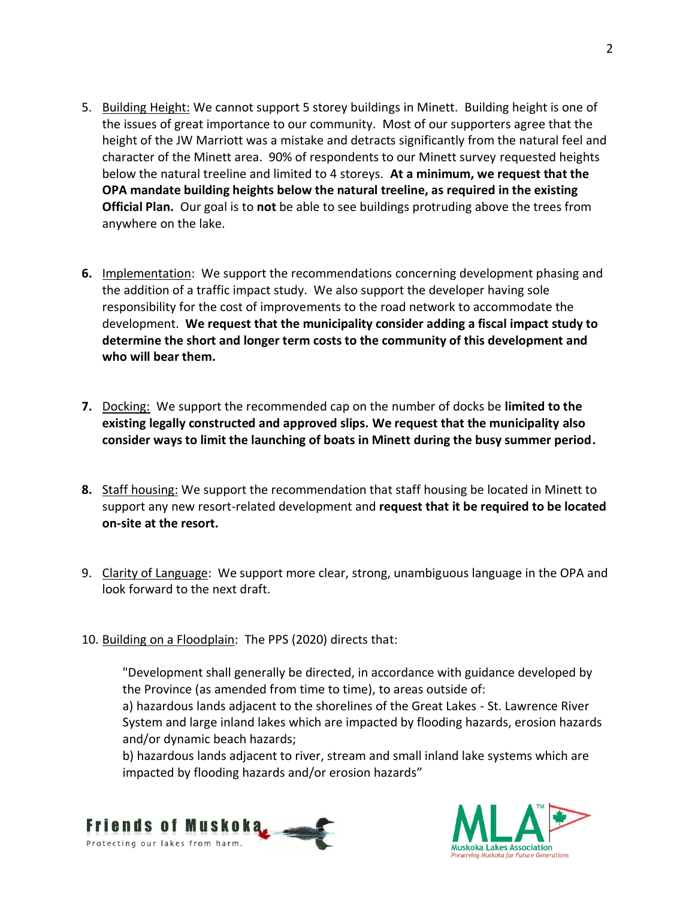5. <u>Building Height:</u> We cannot support 5 storey buildings in Minett. Building height is one of the issues of great importance to our community. Most of our supporters agree that the height of the JW Marriott was a mistake and detracts significantly from the natural feel and character of the Minett area. 90% of respondents to our Minett survey requested heights below the natural treeline and limited to 4 storeys. **At a minimum, we request that the OPA mandate building heights below the natural treeline, as required in the existing Official Plan.** Our goal is to **not** be able to see buildings protruding above the trees from anywhere on the lake.

6. <u>Implementation</u>: We support the recommendations concerning development phasing and the addition of a traffic impact study. We also support the developer having sole responsibility for the cost of improvements to the road network to accommodate the development. **We request that the municipality consider adding a fiscal impact study to determine the short and longer term costs to the community of this development and who will bear them.**

7. <u>Docking:</u> We support the recommended cap on the number of docks be **limited to the existing legally constructed and approved slips. We request that the municipality also consider ways to limit the launching of boats in Minett during the busy summer period.**

8. <u>Staff housing:</u> We support the recommendation that staff housing be located in Minett to support any new resort-related development and **request that it be required to be located on-site at the resort.**

9. <u>Clarity of Language</u>: We support more clear, strong, unambiguous language in the OPA and look forward to the next draft.

10. <u>Building on a Floodplain</u>: The PPS (2020) directs that:

    "Development shall generally be directed, in accordance with guidance developed by the Province (as amended from time to time), to areas outside of:
    a) hazardous lands adjacent to the shorelines of the Great Lakes - St. Lawrence River System and large inland lakes which are impacted by flooding hazards, erosion hazards and/or dynamic beach hazards;
    b) hazardous lands adjacent to river, stream and small inland lake systems which are impacted by flooding hazards and/or erosion hazards"

Friends of Muskoka — Protecting our lakes from harm.

MLA Muskoka Lakes Association — Preserving Muskoka for Future Generations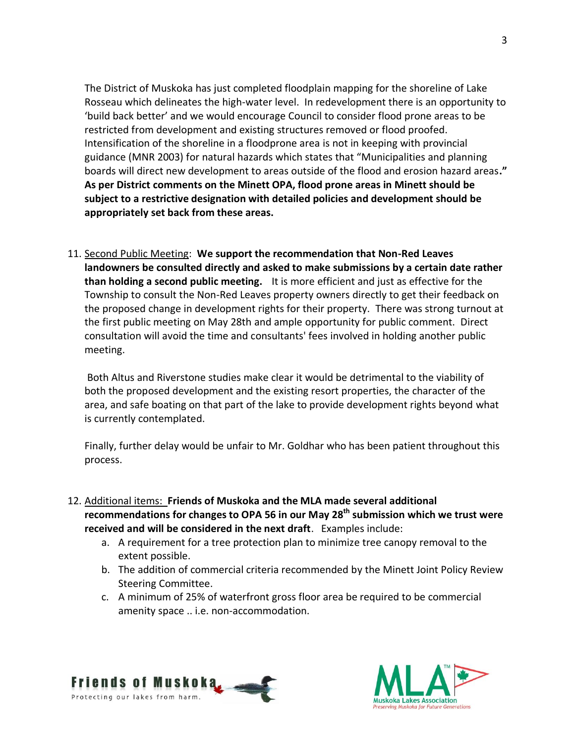The District of Muskoka has just completed floodplain mapping for the shoreline of Lake Rosseau which delineates the high-water level. In redevelopment there is an opportunity to 'build back better' and we would encourage Council to consider flood prone areas to be restricted from development and existing structures removed or flood proofed. Intensification of the shoreline in a floodprone area is not in keeping with provincial guidance (MNR 2003) for natural hazards which states that "Municipalities and planning boards will direct new development to areas outside of the flood and erosion hazard areas**." As per District comments on the Minett OPA, flood prone areas in Minett should be subject to a restrictive designation with detailed policies and development should be appropriately set back from these areas.**

11. <u>Second Public Meeting</u>: **We support the recommendation that Non-Red Leaves landowners be consulted directly and asked to make submissions by a certain date rather than holding a second public meeting.** It is more efficient and just as effective for the Township to consult the Non-Red Leaves property owners directly to get their feedback on the proposed change in development rights for their property. There was strong turnout at the first public meeting on May 28th and ample opportunity for public comment. Direct consultation will avoid the time and consultants' fees involved in holding another public meeting.

    Both Altus and Riverstone studies make clear it would be detrimental to the viability of both the proposed development and the existing resort properties, the character of the area, and safe boating on that part of the lake to provide development rights beyond what is currently contemplated.

    Finally, further delay would be unfair to Mr. Goldhar who has been patient throughout this process.

12. <u>Additional items:</u> **Friends of Muskoka and the MLA made several additional recommendations for changes to OPA 56 in our May 28th submission which we trust were received and will be considered in the next draft**. Examples include:
    a. A requirement for a tree protection plan to minimize tree canopy removal to the extent possible.
    b. The addition of commercial criteria recommended by the Minett Joint Policy Review Steering Committee.
    c. A minimum of 25% of waterfront gross floor area be required to be commercial amenity space .. i.e. non-accommodation.

Friends of Muskoka
Protecting our lakes from harm.

MLA
Muskoka Lakes Association
Preserving Muskoka for Future Generations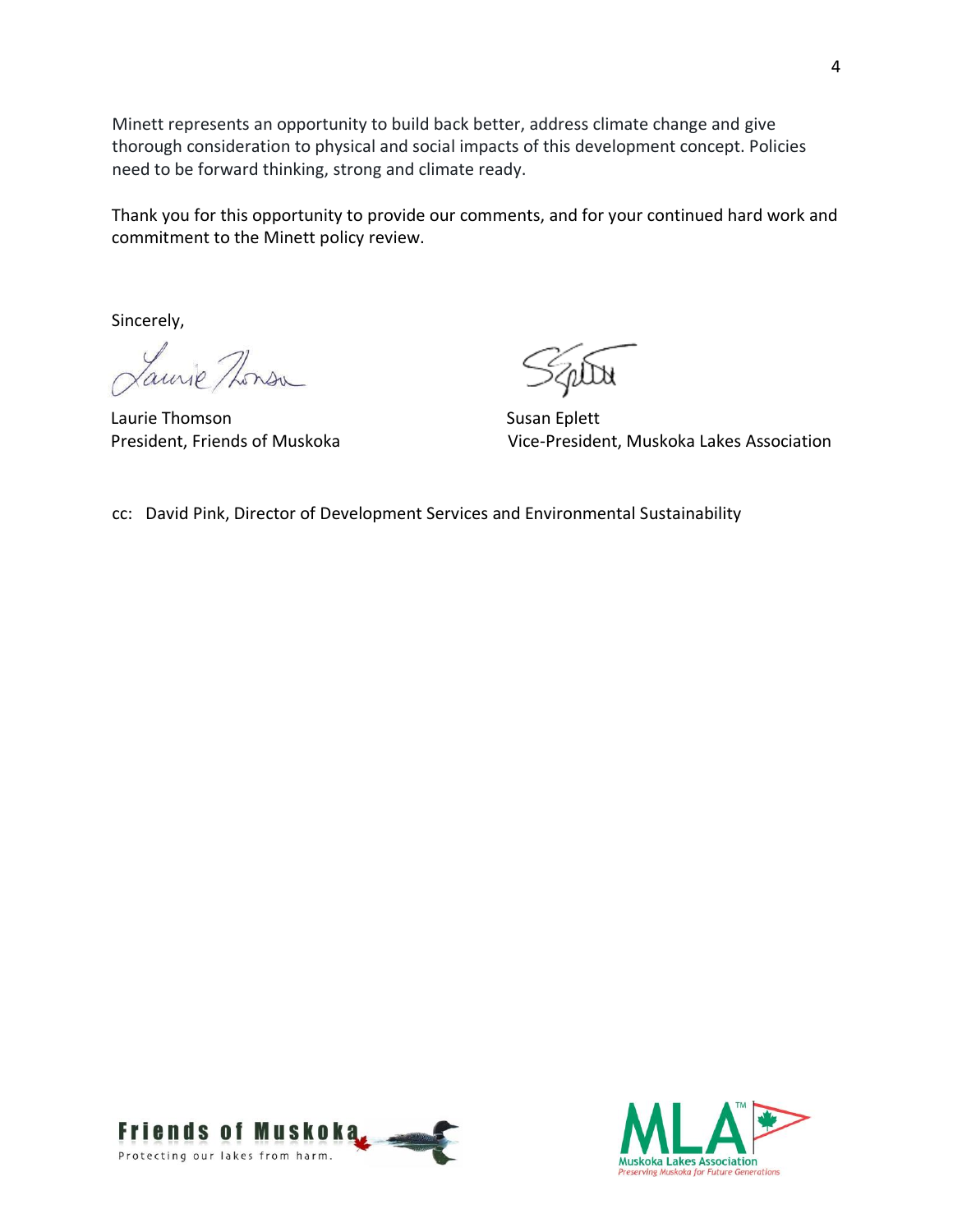Minett represents an opportunity to build back better, address climate change and give thorough consideration to physical and social impacts of this development concept. Policies need to be forward thinking, strong and climate ready.

Thank you for this opportunity to provide our comments, and for your continued hard work and commitment to the Minett policy review.

Sincerely,

Laurie Thomson
President, Friends of Muskoka

Susan Eplett
Vice-President, Muskoka Lakes Association

cc: David Pink, Director of Development Services and Environmental Sustainability

Friends of Muskoka
Protecting our lakes from harm.

MLA
Muskoka Lakes Association
*Preserving Muskoka for Future Generations*